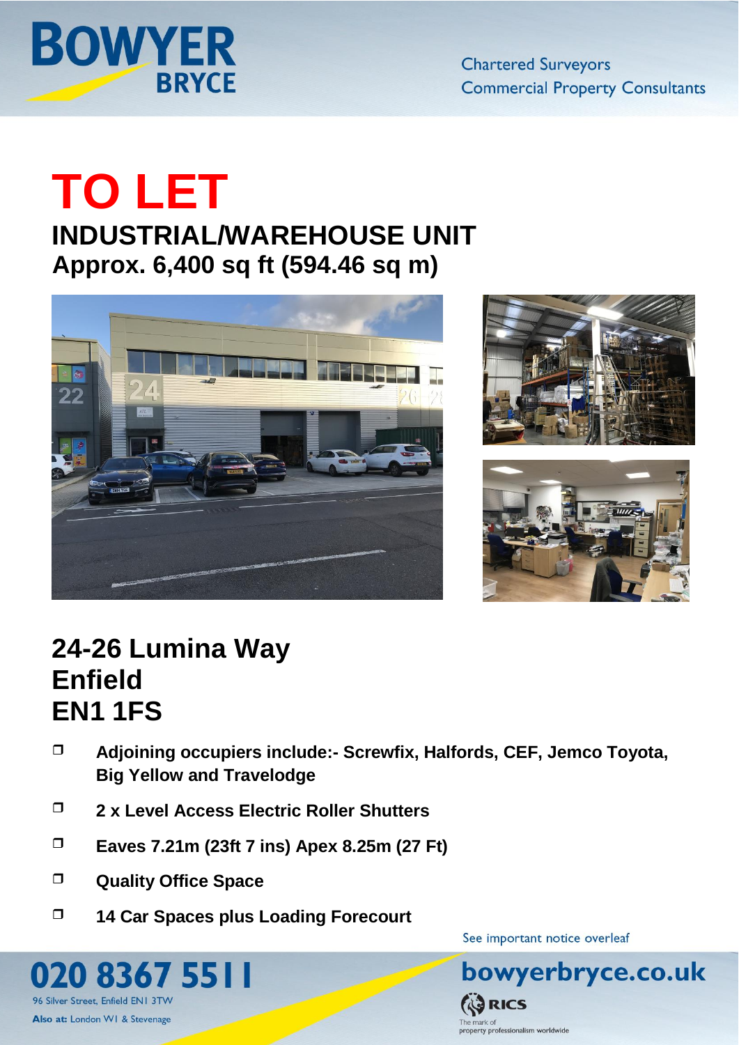Chartered Surveyors
Commercial Property Consultants

# TO LET

## INDUSTRIAL/WAREHOUSE UNIT

### Approx. 6,400 sq ft (594.46 sq m)

## 24-26 Lumina Way
## Enfield
## EN1 1FS

- **Adjoining occupiers include:- Screwfix, Halfords, CEF, Jemco Toyota, Big Yellow and Travelodge**
- **2 x Level Access Electric Roller Shutters**
- **Eaves 7.21m (23ft 7 ins) Apex 8.25m (27 Ft)**
- **Quality Office Space**
- **14 Car Spaces plus Loading Forecourt**

See important notice overleaf

**020 8367 5511**

96 Silver Street, Enfield EN1 3TW

**Also at:** London W1 & Stevenage

**bowyerbryce.co.uk**

RICS
The mark of property professionalism worldwide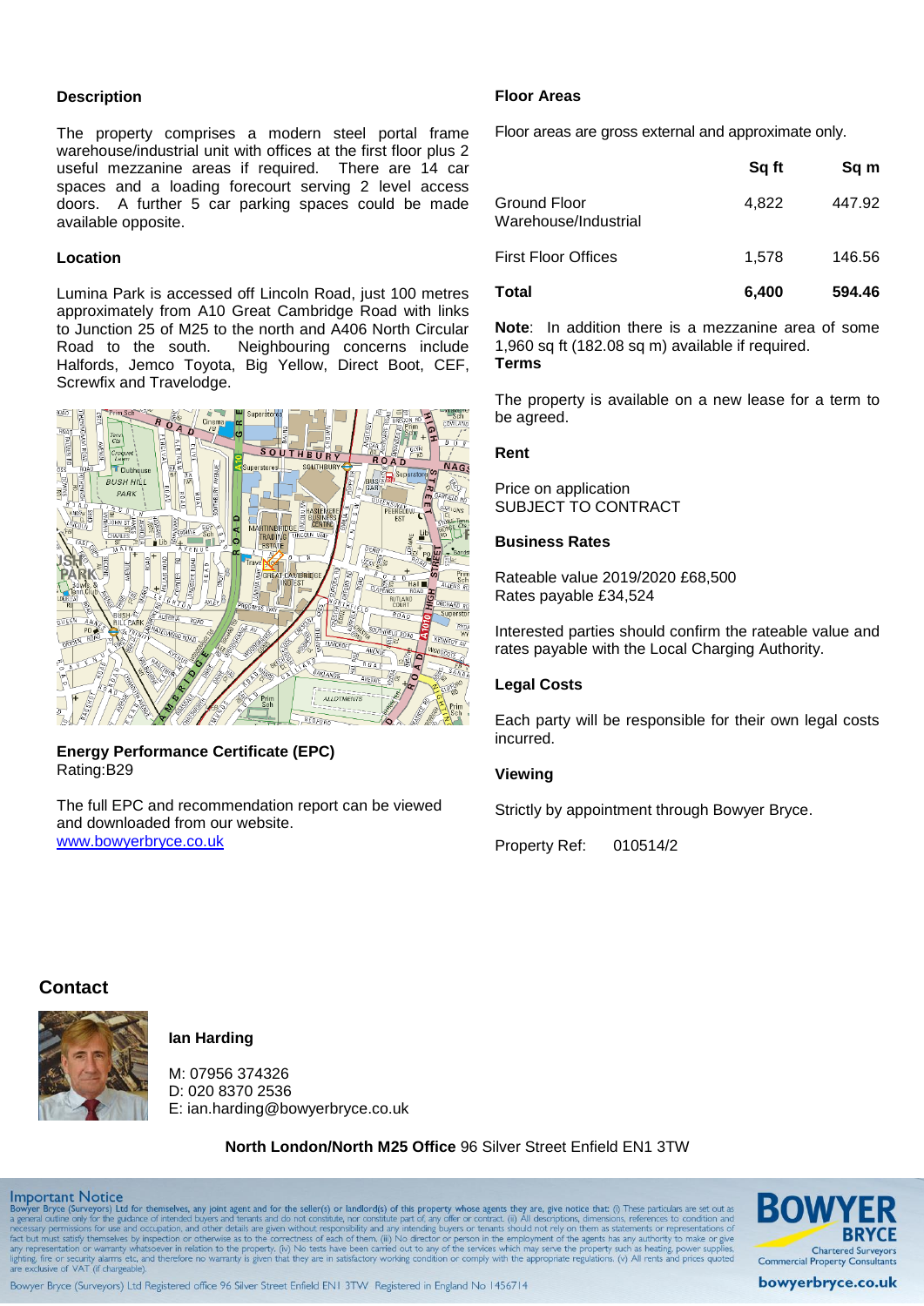## Description

The property comprises a modern steel portal frame warehouse/industrial unit with offices at the first floor plus 2 useful mezzanine areas if required. There are 14 car spaces and a loading forecourt serving 2 level access doors. A further 5 car parking spaces could be made available opposite.

## Location

Lumina Park is accessed off Lincoln Road, just 100 metres approximately from A10 Great Cambridge Road with links to Junction 25 of M25 to the north and A406 North Circular Road to the south. Neighbouring concerns include Halfords, Jemco Toyota, Big Yellow, Direct Boot, CEF, Screwfix and Travelodge.

## Energy Performance Certificate (EPC)

Rating:B29

The full EPC and recommendation report can be viewed and downloaded from our website.
www.bowyerbryce.co.uk

## Floor Areas

Floor areas are gross external and approximate only.

| | Sq ft | Sq m |
|---|---|---|
| Ground Floor Warehouse/Industrial | 4,822 | 447.92 |
| First Floor Offices | 1,578 | 146.56 |
| **Total** | **6,400** | **594.46** |

**Note**: In addition there is a mezzanine area of some 1,960 sq ft (182.08 sq m) available if required.

## Terms

The property is available on a new lease for a term to be agreed.

## Rent

Price on application
SUBJECT TO CONTRACT

## Business Rates

Rateable value 2019/2020 £68,500
Rates payable £34,524

Interested parties should confirm the rateable value and rates payable with the Local Charging Authority.

## Legal Costs

Each party will be responsible for their own legal costs incurred.

## Viewing

Strictly by appointment through Bowyer Bryce.

Property Ref: 010514/2

## Contact

**Ian Harding**

M: 07956 374326
D: 020 8370 2536
E: ian.harding@bowyerbryce.co.uk

**North London/North M25 Office** 96 Silver Street Enfield EN1 3TW

**Important Notice**
Bowyer Bryce (Surveyors) Ltd for themselves, any joint agent and for the seller(s) or landlord(s) of this property whose agents they are, give notice that: (i) These particulars are set out as a general outline only for the guidance of intended buyers and tenants and do not constitute, nor constitute part of, any offer or contract. (ii) All descriptions, dimensions, references to condition and necessary permissions for use and occupation, and other details are given without responsibility and any intending buyers or tenants should not rely on them as statements or representations of fact but must satisfy themselves by inspection or otherwise as to the correctness of each of them. (iii) No director or person in the employment of the agents has any authority to make or give any representation or warranty whatsoever in relation to the property. (iv) No tests have been carried out to any of the services which may serve the property such as heating, power supplies, lighting, fire or security alarms etc, and therefore no warranty is given that they are in satisfactory working condition or comply with the appropriate regulations. (v) All rents and prices quoted are exclusive of VAT (if chargeable).

Bowyer Bryce (Surveyors) Ltd Registered office 96 Silver Street Enfield EN1 3TW Registered in England No 1456714

BOWYER BRYCE
Chartered Surveyors
Commercial Property Consultants
bowyerbryce.co.uk